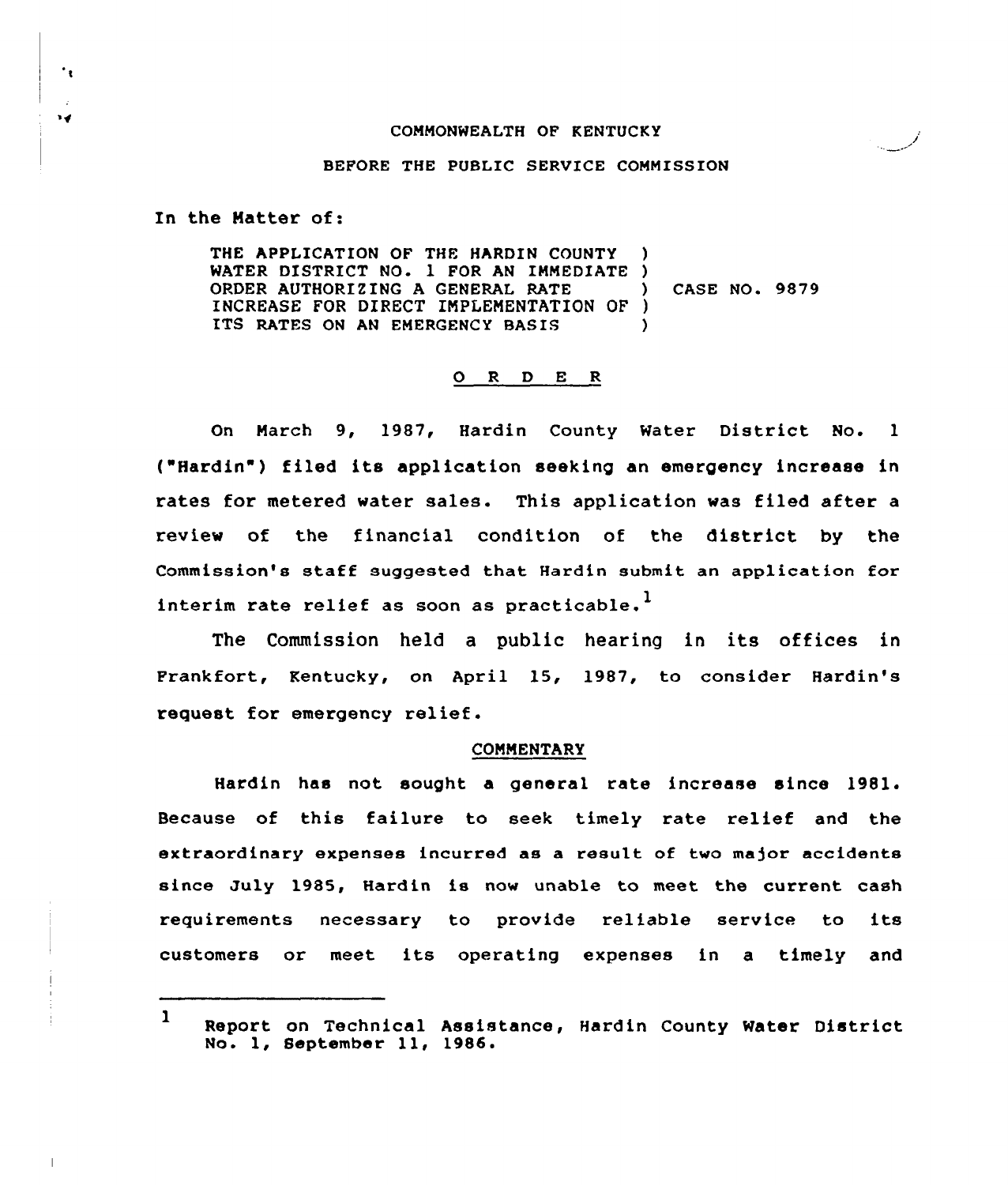COMMONWEALTH OF KENTUCKY

BEFORE THE PUBLIC SERVICE COMMISSION

In the Matter of:

THE APPLICATION OF THE HARDIN COUNTY )
WATER DISTRICT NO. 1 FOR AN IMMEDIATE )
ORDER AUTHORIZING A GENERAL RATE ) CASE NO. 9879
INCREASE FOR DIRECT IMPLEMENTATION OF )
ITS RATES ON AN EMERGENCY BASIS )

## O R D E R

On March 9, 1987, Hardin County Water District No. 1 ("Hardin") filed its application seeking an emergency increase in rates for metered water sales. This application was filed after a review of the financial condition of the district by the Commission's staff suggested that Hardin submit an application for interim rate relief as soon as practicable.[1]

The Commission held a public hearing in its offices in Frankfort, Kentucky, on April 15, 1987, to consider Hardin's request for emergency relief.

### COMMENTARY

Hardin has not sought a general rate increase since 1981. Because of this failure to seek timely rate relief and the extraordinary expenses incurred as a result of two major accidents since July 1985, Hardin is now unable to meet the current cash requirements necessary to provide reliable service to its customers or meet its operating expenses in a timely and

---

1 Report on Technical Assistance, Hardin County Water District No. 1, September 11, 1986.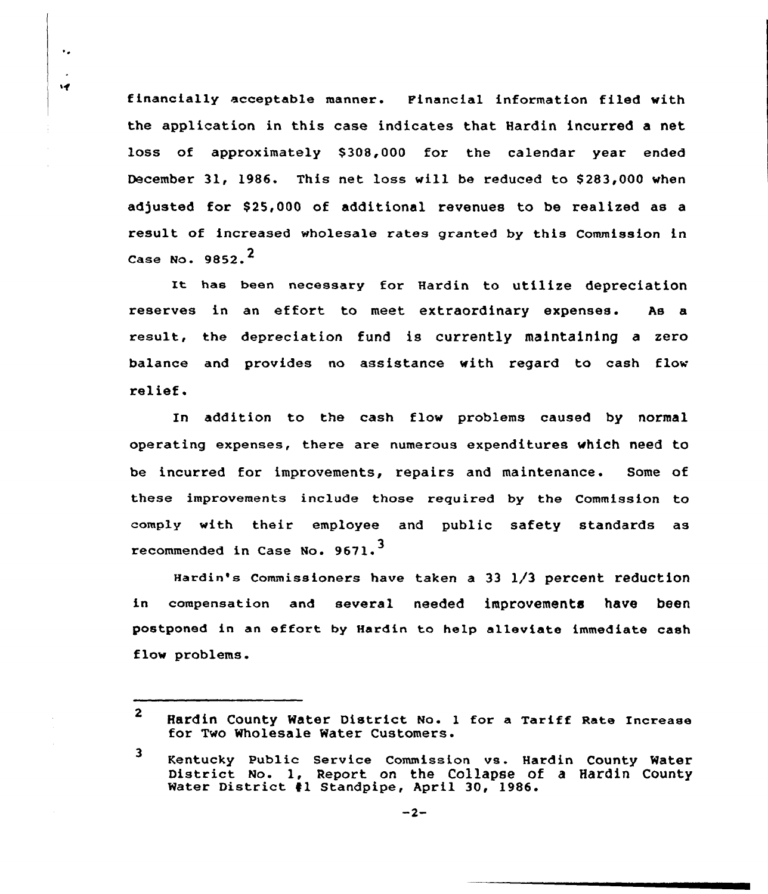financially acceptable manner. Financial information filed with the application in this case indicates that Hardin incurred a net loss of approximately $308,000 for the calendar year ended December 31, 1986. This net loss will be reduced to $283,000 when adjusted for $25,000 of additional revenues to be realized as a result of increased wholesale rates granted by this Commission in Case No. 9852.[2]

It has been necessary for Hardin to utilize depreciation reserves in an effort to meet extraordinary expenses. As a result, the depreciation fund is currently maintaining a zero balance and provides no assistance with regard to cash flow relief.

In addition to the cash flow problems caused by normal operating expenses, there are numerous expenditures which need to be incurred for improvements, repairs and maintenance. Some of these improvements include those required by the Commission to comply with their employee and public safety standards as recommended in Case No. 9671.[3]

Hardin's Commissioners have taken a 33 1/3 percent reduction in compensation and several needed improvements have been postponed in an effort by Hardin to help alleviate immediate cash flow problems.

---

[2] Hardin County Water District No. 1 for a Tariff Rate Increase for Two Wholesale Water Customers.

[3] Kentucky Public Service Commission vs. Hardin County Water District No. 1, Report on the Collapse of a Hardin County Water District #1 Standpipe, April 30, 1986.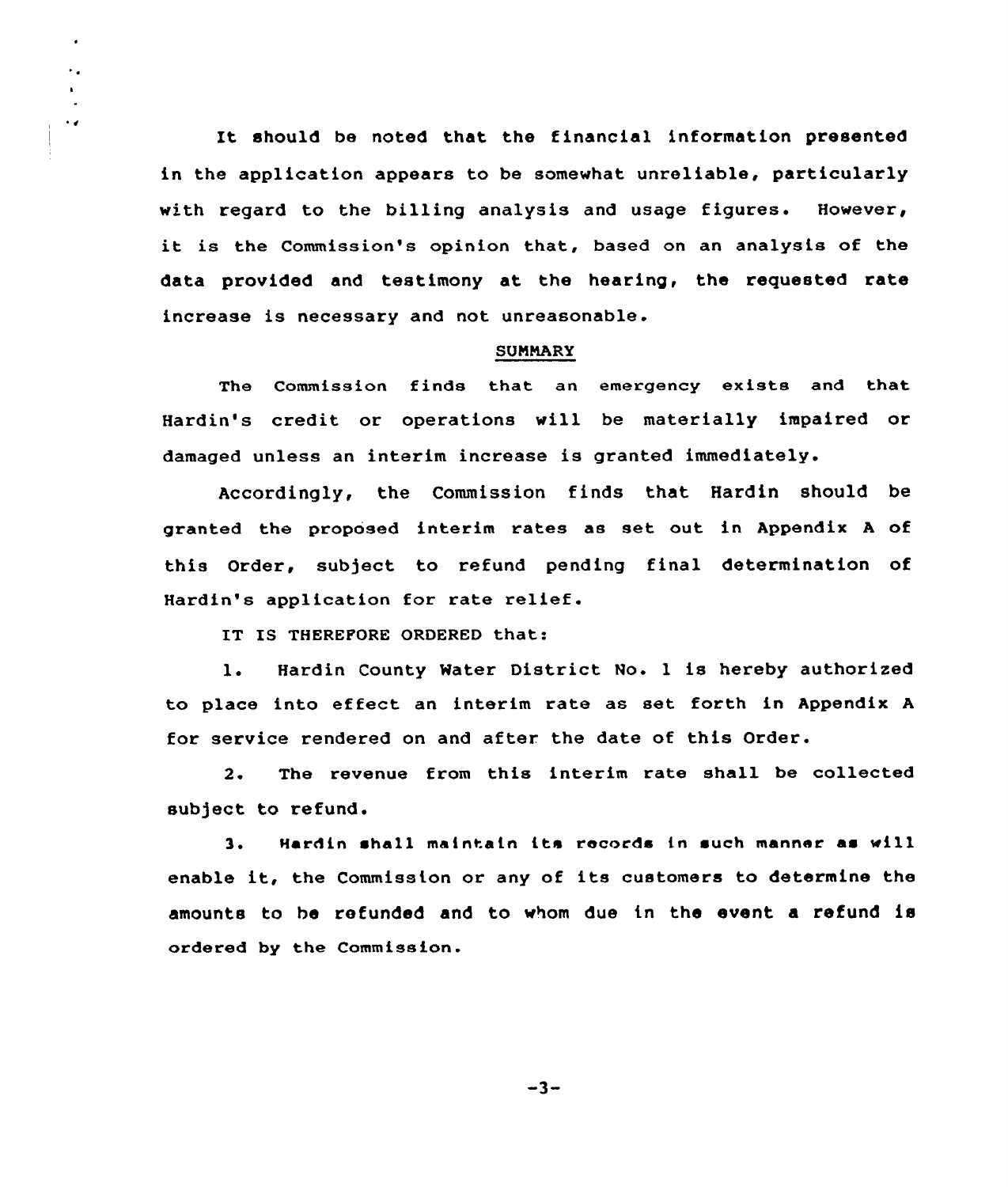It should be noted that the financial information presented in the application appears to be somewhat unreliable, particularly with regard to the billing analysis and usage figures. However, it is the Commission's opinion that, based on an analysis of the data provided and testimony at the hearing, the requested rate increase is necessary and not unreasonable.

## SUMMARY

The Commission finds that an emergency exists and that Hardin's credit or operations will be materially impaired or damaged unless an interim increase is granted immediately.

Accordingly, the Commission finds that Hardin should be granted the proposed interim rates as set out in Appendix A of this Order, subject to refund pending final determination of Hardin's application for rate relief.

IT IS THEREFORE ORDERED that:

1. Hardin County Water District No. 1 is hereby authorized to place into effect an interim rate as set forth in Appendix A for service rendered on and after the date of this Order.

2. The revenue from this interim rate shall be collected subject to refund.

3. Hardin shall maintain its records in such manner as will enable it, the Commission or any of its customers to determine the amounts to be refunded and to whom due in the event a refund is ordered by the Commission.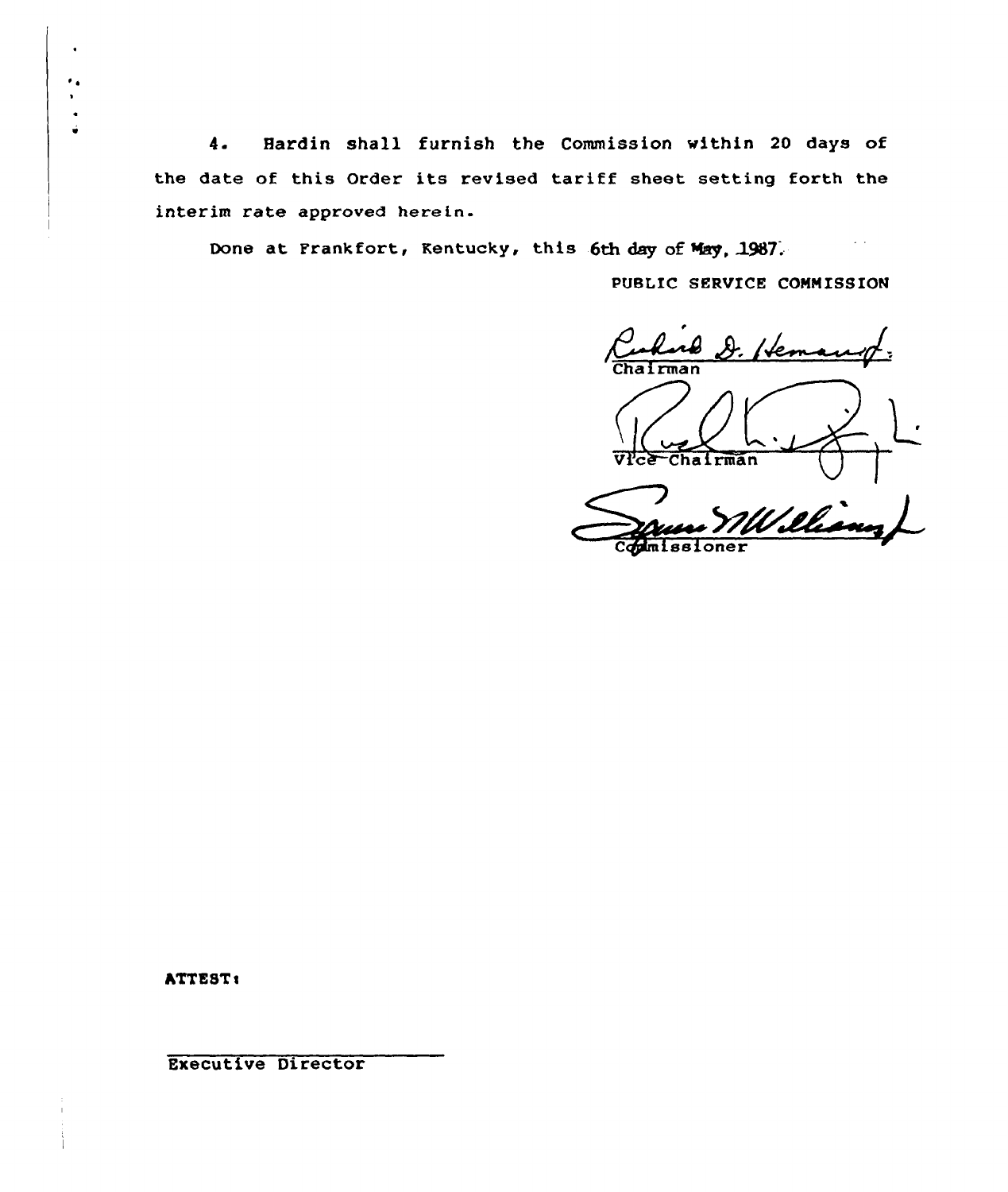4. Hardin shall furnish the Commission within 20 days of the date of this Order its revised tariff sheet setting forth the interim rate approved herein.

Done at Frankfort, Kentucky, this 6th day of May, 1987.

PUBLIC SERVICE COMMISSION

Richard D. Hemaur Jr.
Chairman

Vice Chairman

Commissioner

ATTEST:

Executive Director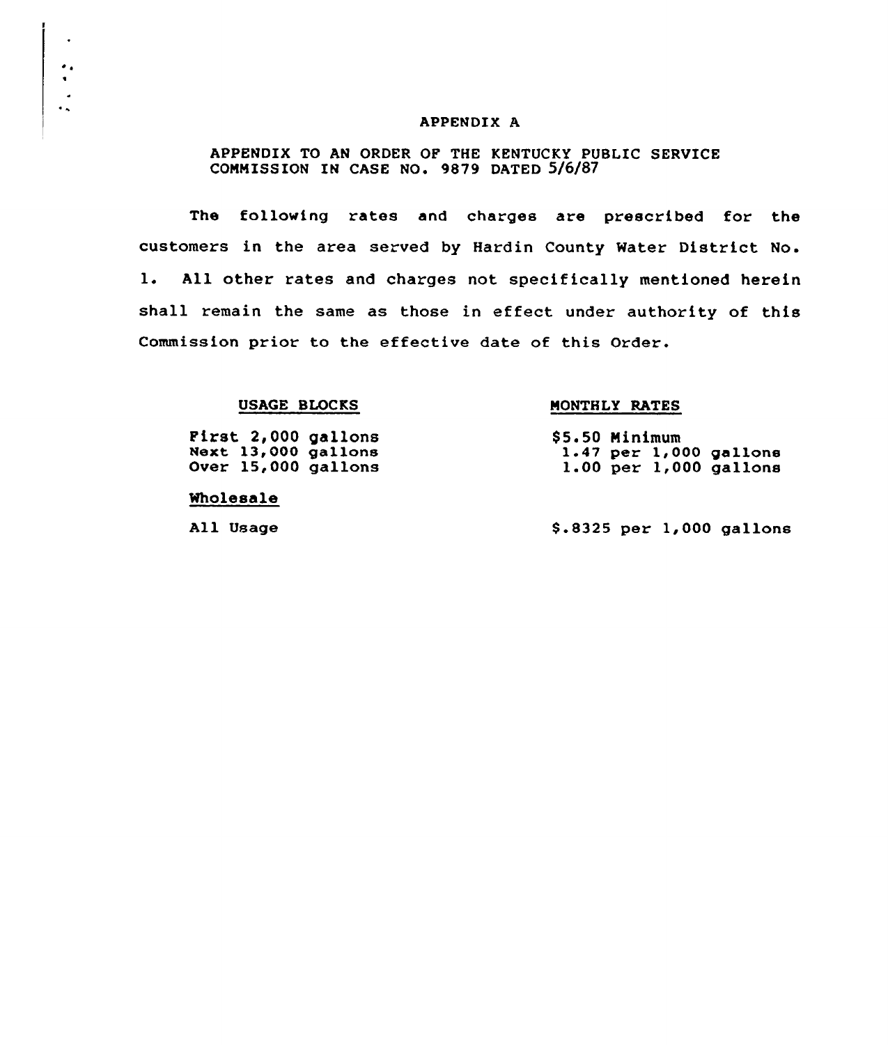# APPENDIX A

APPENDIX TO AN ORDER OF THE KENTUCKY PUBLIC SERVICE COMMISSION IN CASE NO. 9879 DATED 5/6/87

The following rates and charges are prescribed for the customers in the area served by Hardin County Water District No. 1. All other rates and charges not specifically mentioned herein shall remain the same as those in effect under authority of this Commission prior to the effective date of this Order.

| USAGE BLOCKS | MONTHLY RATES |
|---|---|
| First 2,000 gallons | $5.50 Minimum |
| Next 13,000 gallons | 1.47 per 1,000 gallons |
| Over 15,000 gallons | 1.00 per 1,000 gallons |
| **Wholesale** | |
| All Usage | $.8325 per 1,000 gallons |